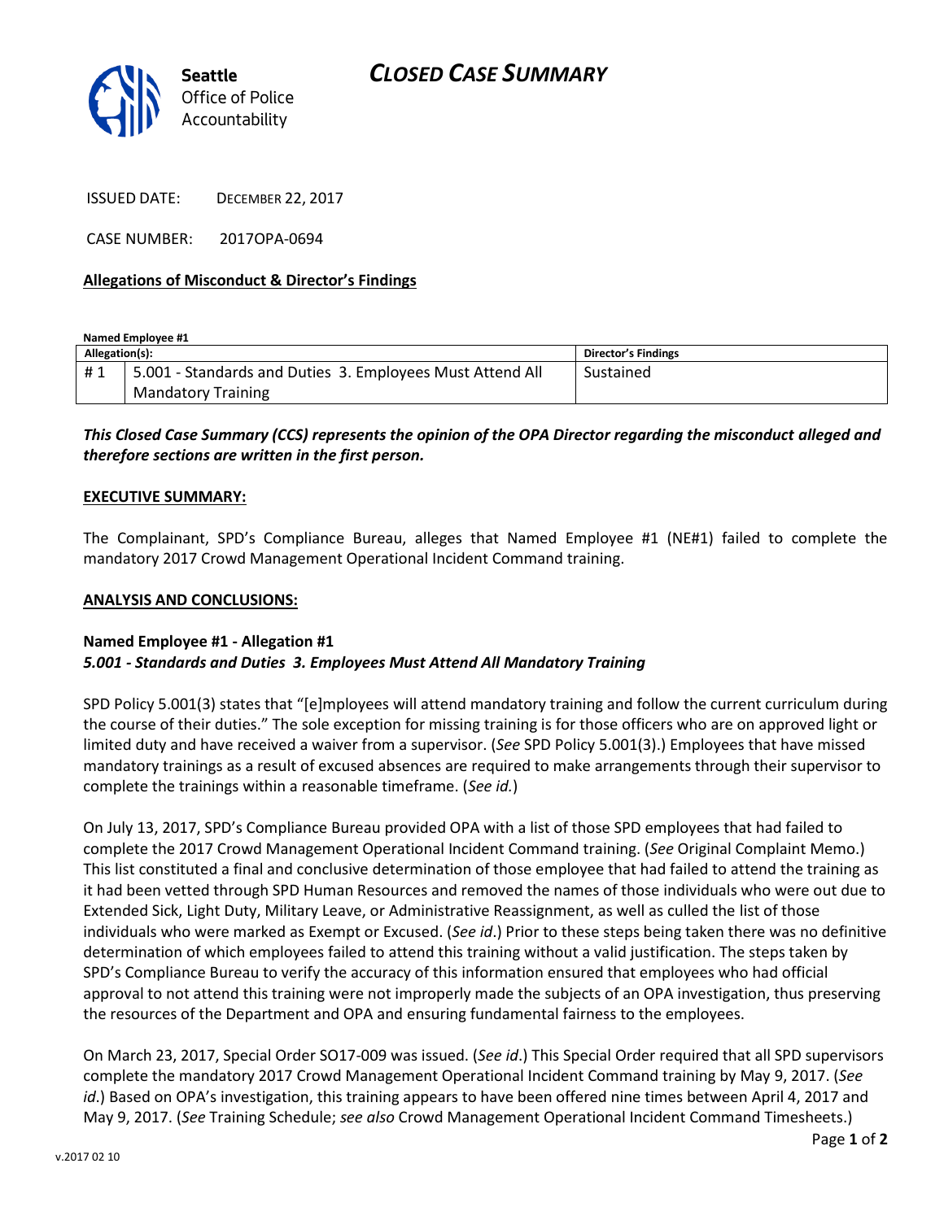# CLOSED CASE SUMMARY

**Seattle** Office of Police Accountability

ISSUED DATE: DECEMBER 22, 2017

CASE NUMBER: 2017OPA-0694

**Allegations of Misconduct & Director's Findings**

**Named Employee #1**

| Allegation(s): | | Director's Findings |
|---|---|---|
| # 1 | 5.001 - Standards and Duties 3. Employees Must Attend All Mandatory Training | Sustained |

***This Closed Case Summary (CCS) represents the opinion of the OPA Director regarding the misconduct alleged and therefore sections are written in the first person.***

**EXECUTIVE SUMMARY:**

The Complainant, SPD's Compliance Bureau, alleges that Named Employee #1 (NE#1) failed to complete the mandatory 2017 Crowd Management Operational Incident Command training.

**ANALYSIS AND CONCLUSIONS:**

**Named Employee #1 - Allegation #1**
***5.001 - Standards and Duties 3. Employees Must Attend All Mandatory Training***

SPD Policy 5.001(3) states that "[e]mployees will attend mandatory training and follow the current curriculum during the course of their duties." The sole exception for missing training is for those officers who are on approved light or limited duty and have received a waiver from a supervisor. (*See* SPD Policy 5.001(3).) Employees that have missed mandatory trainings as a result of excused absences are required to make arrangements through their supervisor to complete the trainings within a reasonable timeframe. (*See id.*)

On July 13, 2017, SPD's Compliance Bureau provided OPA with a list of those SPD employees that had failed to complete the 2017 Crowd Management Operational Incident Command training. (*See* Original Complaint Memo.) This list constituted a final and conclusive determination of those employee that had failed to attend the training as it had been vetted through SPD Human Resources and removed the names of those individuals who were out due to Extended Sick, Light Duty, Military Leave, or Administrative Reassignment, as well as culled the list of those individuals who were marked as Exempt or Excused. (*See id*.) Prior to these steps being taken there was no definitive determination of which employees failed to attend this training without a valid justification. The steps taken by SPD's Compliance Bureau to verify the accuracy of this information ensured that employees who had official approval to not attend this training were not improperly made the subjects of an OPA investigation, thus preserving the resources of the Department and OPA and ensuring fundamental fairness to the employees.

On March 23, 2017, Special Order SO17-009 was issued. (*See id*.) This Special Order required that all SPD supervisors complete the mandatory 2017 Crowd Management Operational Incident Command training by May 9, 2017. (*See id*.) Based on OPA's investigation, this training appears to have been offered nine times between April 4, 2017 and May 9, 2017. (*See* Training Schedule; *see also* Crowd Management Operational Incident Command Timesheets.)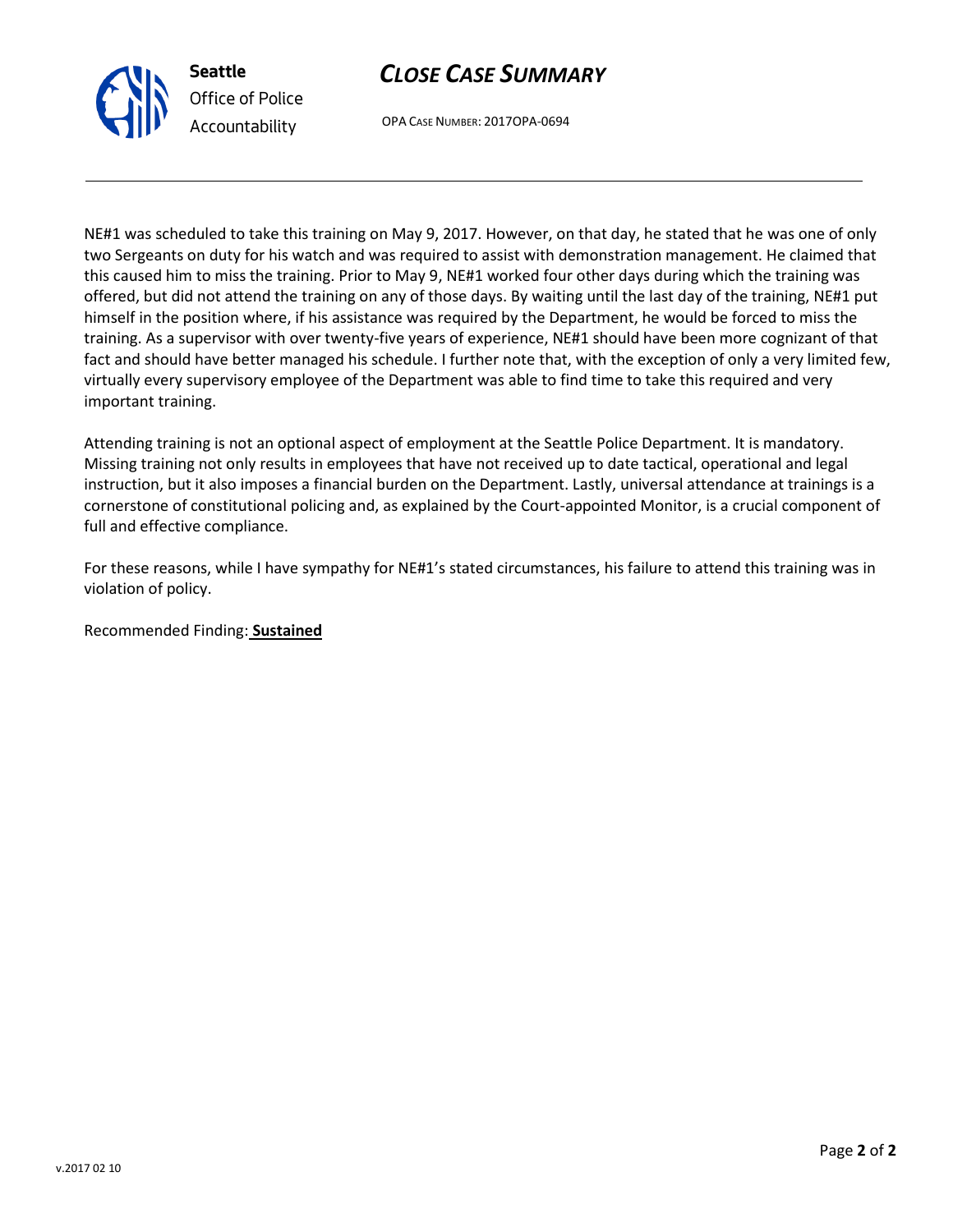NE#1 was scheduled to take this training on May 9, 2017. However, on that day, he stated that he was one of only two Sergeants on duty for his watch and was required to assist with demonstration management. He claimed that this caused him to miss the training. Prior to May 9, NE#1 worked four other days during which the training was offered, but did not attend the training on any of those days. By waiting until the last day of the training, NE#1 put himself in the position where, if his assistance was required by the Department, he would be forced to miss the training. As a supervisor with over twenty-five years of experience, NE#1 should have been more cognizant of that fact and should have better managed his schedule. I further note that, with the exception of only a very limited few, virtually every supervisory employee of the Department was able to find time to take this required and very important training.

Attending training is not an optional aspect of employment at the Seattle Police Department. It is mandatory. Missing training not only results in employees that have not received up to date tactical, operational and legal instruction, but it also imposes a financial burden on the Department. Lastly, universal attendance at trainings is a cornerstone of constitutional policing and, as explained by the Court-appointed Monitor, is a crucial component of full and effective compliance.

For these reasons, while I have sympathy for NE#1's stated circumstances, his failure to attend this training was in violation of policy.

Recommended Finding: **Sustained**